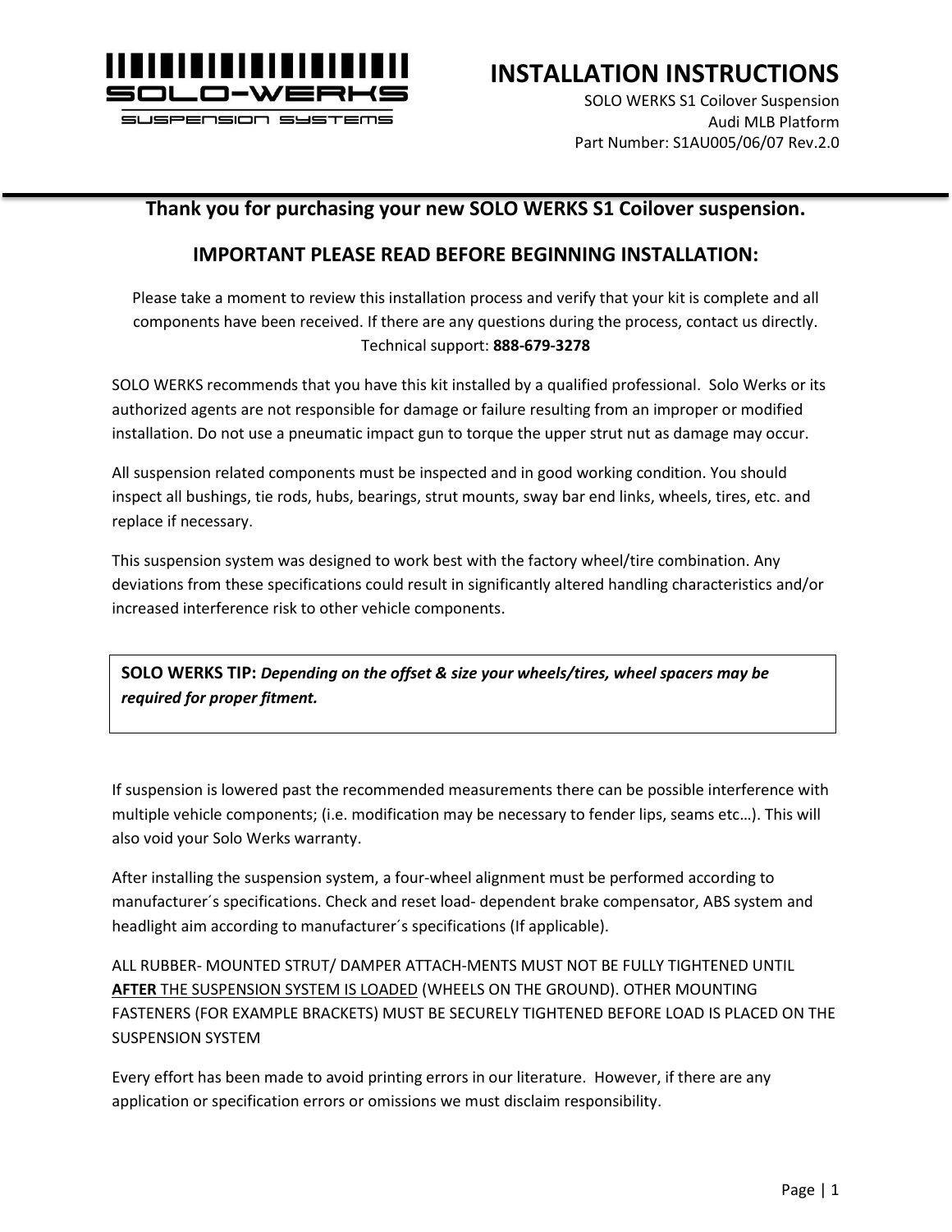SOLO-WERKS SUSPENSION SYSTEMS

# INSTALLATION INSTRUCTIONS

SOLO WERKS S1 Coilover Suspension
Audi MLB Platform
Part Number: S1AU005/06/07 Rev.2.0

## Thank you for purchasing your new SOLO WERKS S1 Coilover suspension.

## IMPORTANT PLEASE READ BEFORE BEGINNING INSTALLATION:

Please take a moment to review this installation process and verify that your kit is complete and all components have been received. If there are any questions during the process, contact us directly. Technical support: **888-679-3278**

SOLO WERKS recommends that you have this kit installed by a qualified professional. Solo Werks or its authorized agents are not responsible for damage or failure resulting from an improper or modified installation. Do not use a pneumatic impact gun to torque the upper strut nut as damage may occur.

All suspension related components must be inspected and in good working condition. You should inspect all bushings, tie rods, hubs, bearings, strut mounts, sway bar end links, wheels, tires, etc. and replace if necessary.

This suspension system was designed to work best with the factory wheel/tire combination. Any deviations from these specifications could result in significantly altered handling characteristics and/or increased interference risk to other vehicle components.

> **SOLO WERKS TIP:** ***Depending on the offset & size your wheels/tires, wheel spacers may be required for proper fitment.***

If suspension is lowered past the recommended measurements there can be possible interference with multiple vehicle components; (i.e. modification may be necessary to fender lips, seams etc…). This will also void your Solo Werks warranty.

After installing the suspension system, a four-wheel alignment must be performed according to manufacturer´s specifications. Check and reset load- dependent brake compensator, ABS system and headlight aim according to manufacturer´s specifications (If applicable).

ALL RUBBER- MOUNTED STRUT/ DAMPER ATTACH-MENTS MUST NOT BE FULLY TIGHTENED UNTIL **AFTER** THE SUSPENSION SYSTEM IS LOADED (WHEELS ON THE GROUND). OTHER MOUNTING FASTENERS (FOR EXAMPLE BRACKETS) MUST BE SECURELY TIGHTENED BEFORE LOAD IS PLACED ON THE SUSPENSION SYSTEM

Every effort has been made to avoid printing errors in our literature. However, if there are any application or specification errors or omissions we must disclaim responsibility.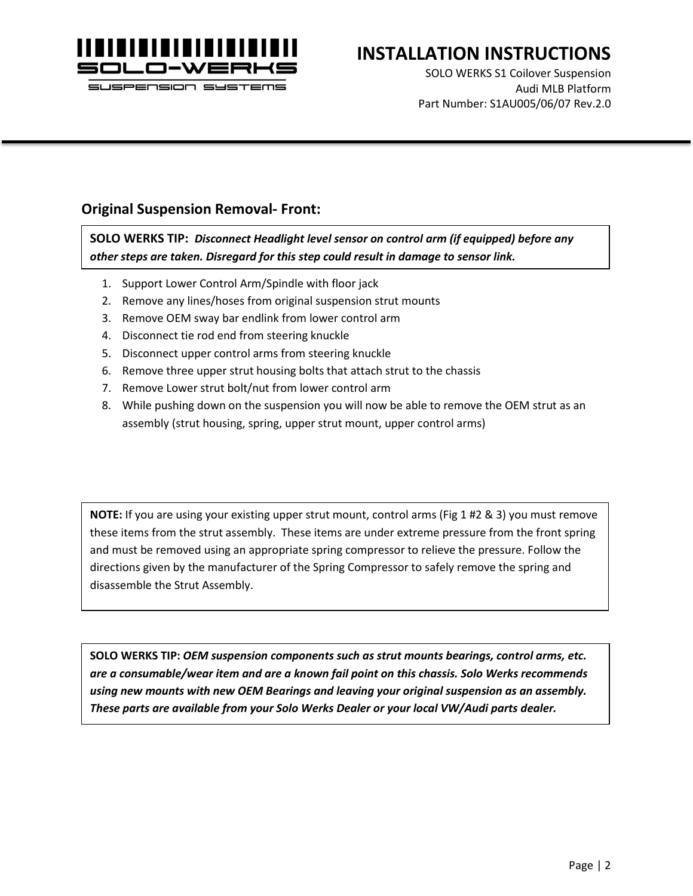## Original Suspension Removal- Front:

**SOLO WERKS TIP:** ***Disconnect Headlight level sensor on control arm (if equipped) before any other steps are taken. Disregard for this step could result in damage to sensor link.***

1. Support Lower Control Arm/Spindle with floor jack
2. Remove any lines/hoses from original suspension strut mounts
3. Remove OEM sway bar endlink from lower control arm
4. Disconnect tie rod end from steering knuckle
5. Disconnect upper control arms from steering knuckle
6. Remove three upper strut housing bolts that attach strut to the chassis
7. Remove Lower strut bolt/nut from lower control arm
8. While pushing down on the suspension you will now be able to remove the OEM strut as an assembly (strut housing, spring, upper strut mount, upper control arms)

**NOTE:** If you are using your existing upper strut mount, control arms (Fig 1 #2 & 3) you must remove these items from the strut assembly. These items are under extreme pressure from the front spring and must be removed using an appropriate spring compressor to relieve the pressure. Follow the directions given by the manufacturer of the Spring Compressor to safely remove the spring and disassemble the Strut Assembly.

**SOLO WERKS TIP:** ***OEM suspension components such as strut mounts bearings, control arms, etc. are a consumable/wear item and are a known fail point on this chassis. Solo Werks recommends using new mounts with new OEM Bearings and leaving your original suspension as an assembly. These parts are available from your Solo Werks Dealer or your local VW/Audi parts dealer.***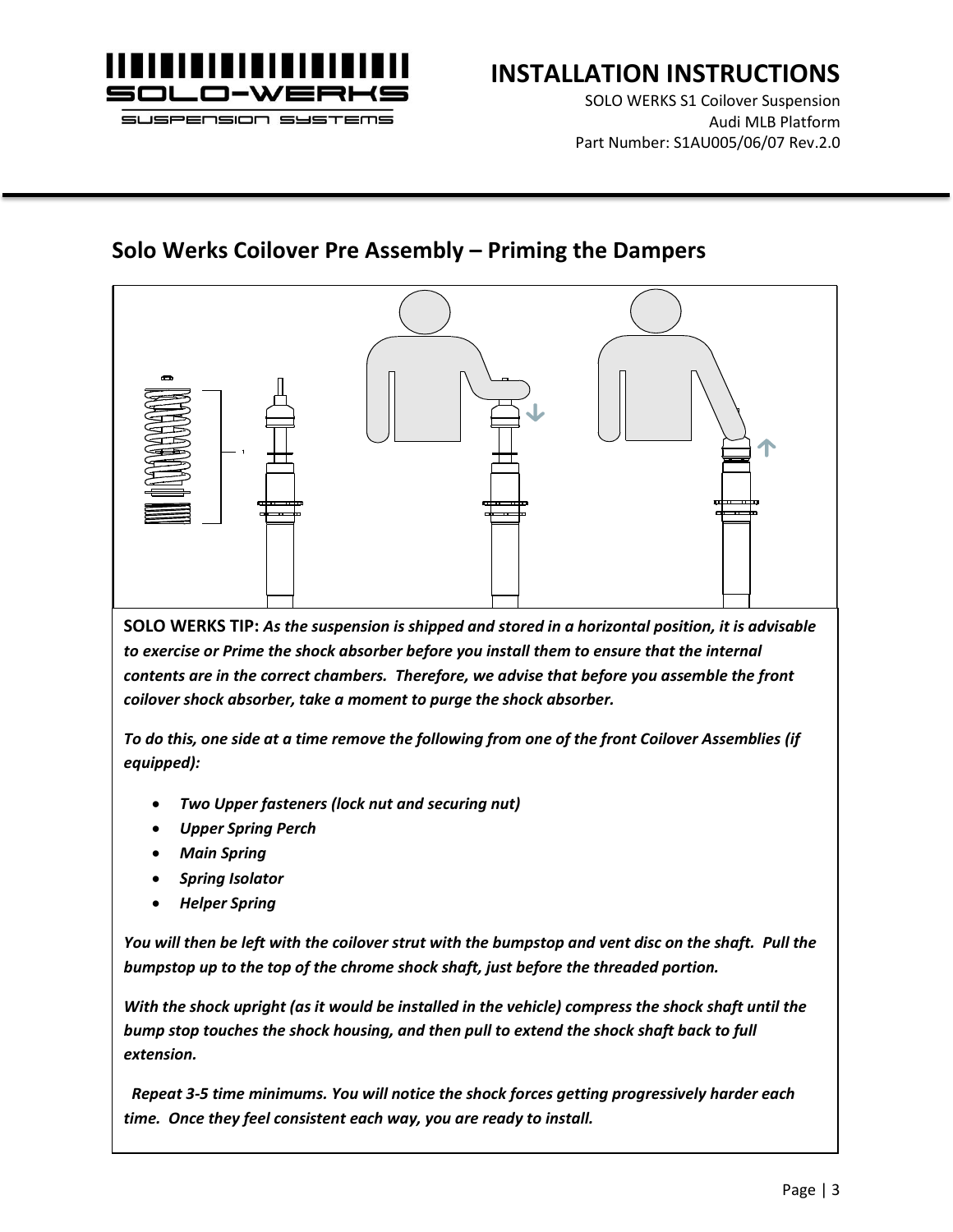## Solo Werks Coilover Pre Assembly – Priming the Dampers

**SOLO WERKS TIP:** ***As the suspension is shipped and stored in a horizontal position, it is advisable to exercise or Prime the shock absorber before you install them to ensure that the internal contents are in the correct chambers. Therefore, we advise that before you assemble the front coilover shock absorber, take a moment to purge the shock absorber.***

***To do this, one side at a time remove the following from one of the front Coilover Assemblies (if equipped):***

- ***Two Upper fasteners (lock nut and securing nut)***
- ***Upper Spring Perch***
- ***Main Spring***
- ***Spring Isolator***
- ***Helper Spring***

***You will then be left with the coilover strut with the bumpstop and vent disc on the shaft. Pull the bumpstop up to the top of the chrome shock shaft, just before the threaded portion.***

***With the shock upright (as it would be installed in the vehicle) compress the shock shaft until the bump stop touches the shock housing, and then pull to extend the shock shaft back to full extension.***

***Repeat 3-5 time minimums. You will notice the shock forces getting progressively harder each time. Once they feel consistent each way, you are ready to install.***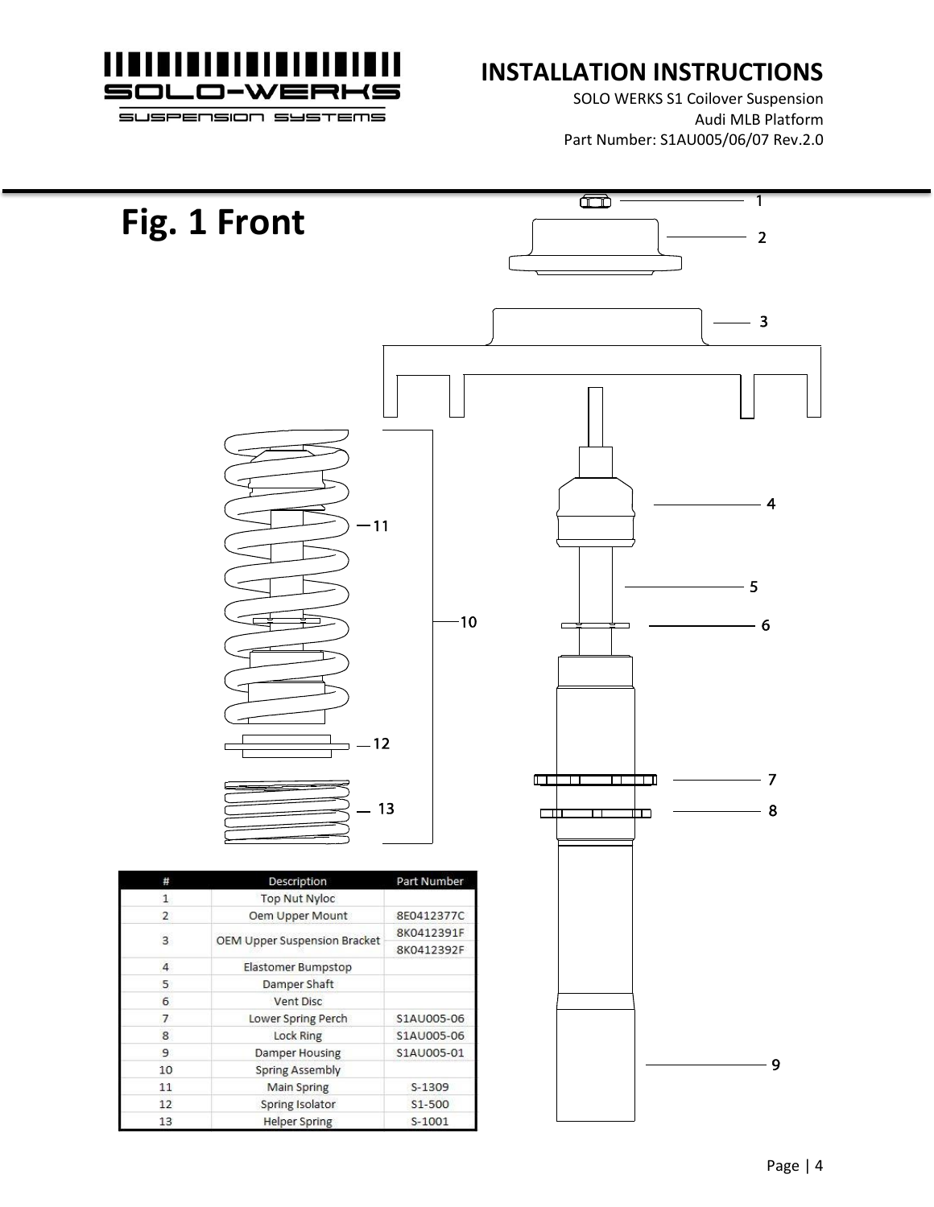# Fig. 1 Front

| # | Description | Part Number |
|---|---|---|
| 1 | Top Nut Nyloc | |
| 2 | Oem Upper Mount | 8E0412377C |
| 3 | OEM Upper Suspension Bracket | 8K0412391F |
| | | 8K0412392F |
| 4 | Elastomer Bumpstop | |
| 5 | Damper Shaft | |
| 6 | Vent Disc | |
| 7 | Lower Spring Perch | S1AU005-06 |
| 8 | Lock Ring | S1AU005-06 |
| 9 | Damper Housing | S1AU005-01 |
| 10 | Spring Assembly | |
| 11 | Main Spring | S-1309 |
| 12 | Spring Isolator | S1-500 |
| 13 | Helper Spring | S-1001 |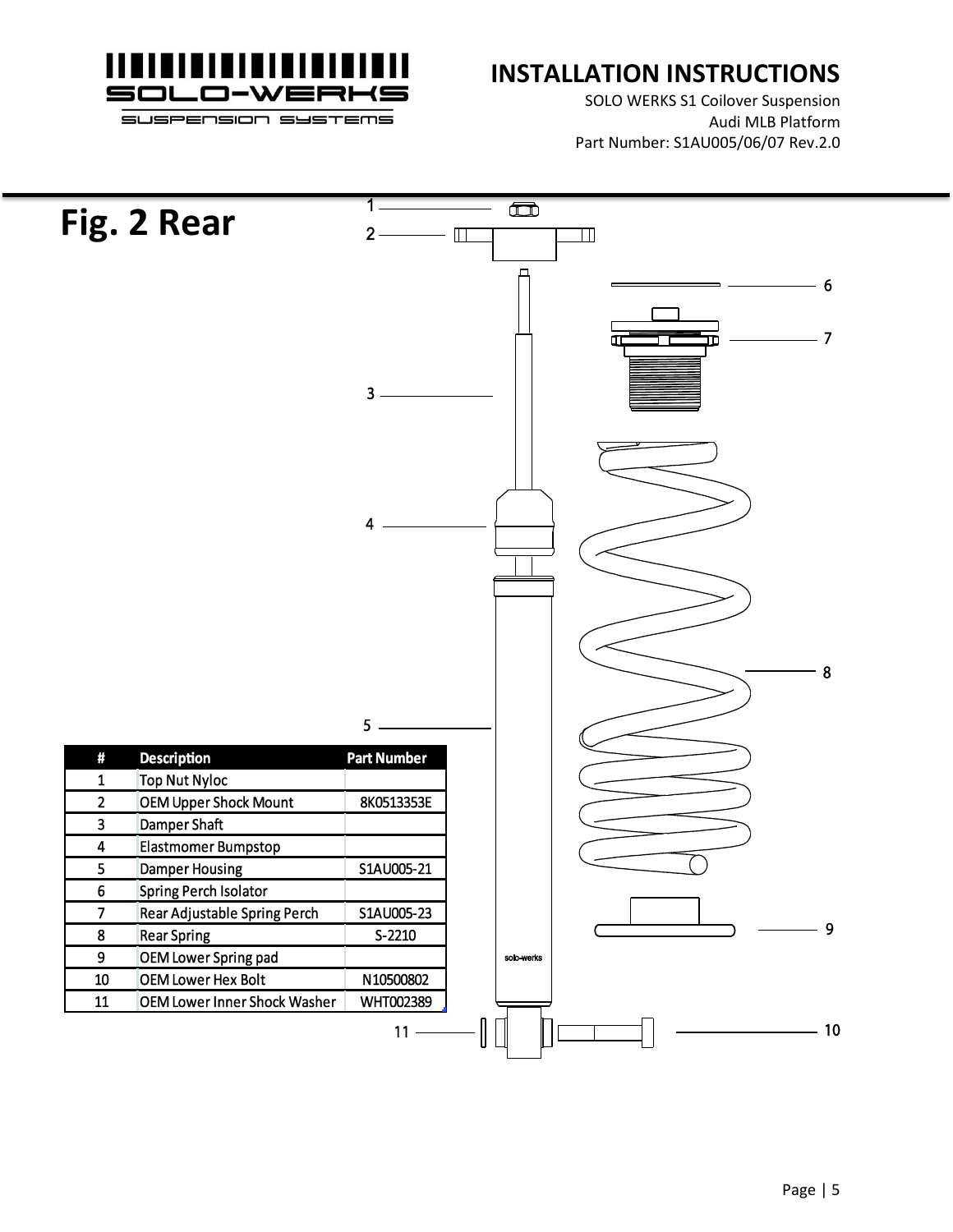# Fig. 2 Rear

| # | Description | Part Number |
|---|---|---|
| 1 | Top Nut Nyloc | |
| 2 | OEM Upper Shock Mount | 8K0513353E |
| 3 | Damper Shaft | |
| 4 | Elastmomer Bumpstop | |
| 5 | Damper Housing | S1AU005-21 |
| 6 | Spring Perch Isolator | |
| 7 | Rear Adjustable Spring Perch | S1AU005-23 |
| 8 | Rear Spring | S-2210 |
| 9 | OEM Lower Spring pad | |
| 10 | OEM Lower Hex Bolt | N10500802 |
| 11 | OEM Lower Inner Shock Washer | WHT002389 |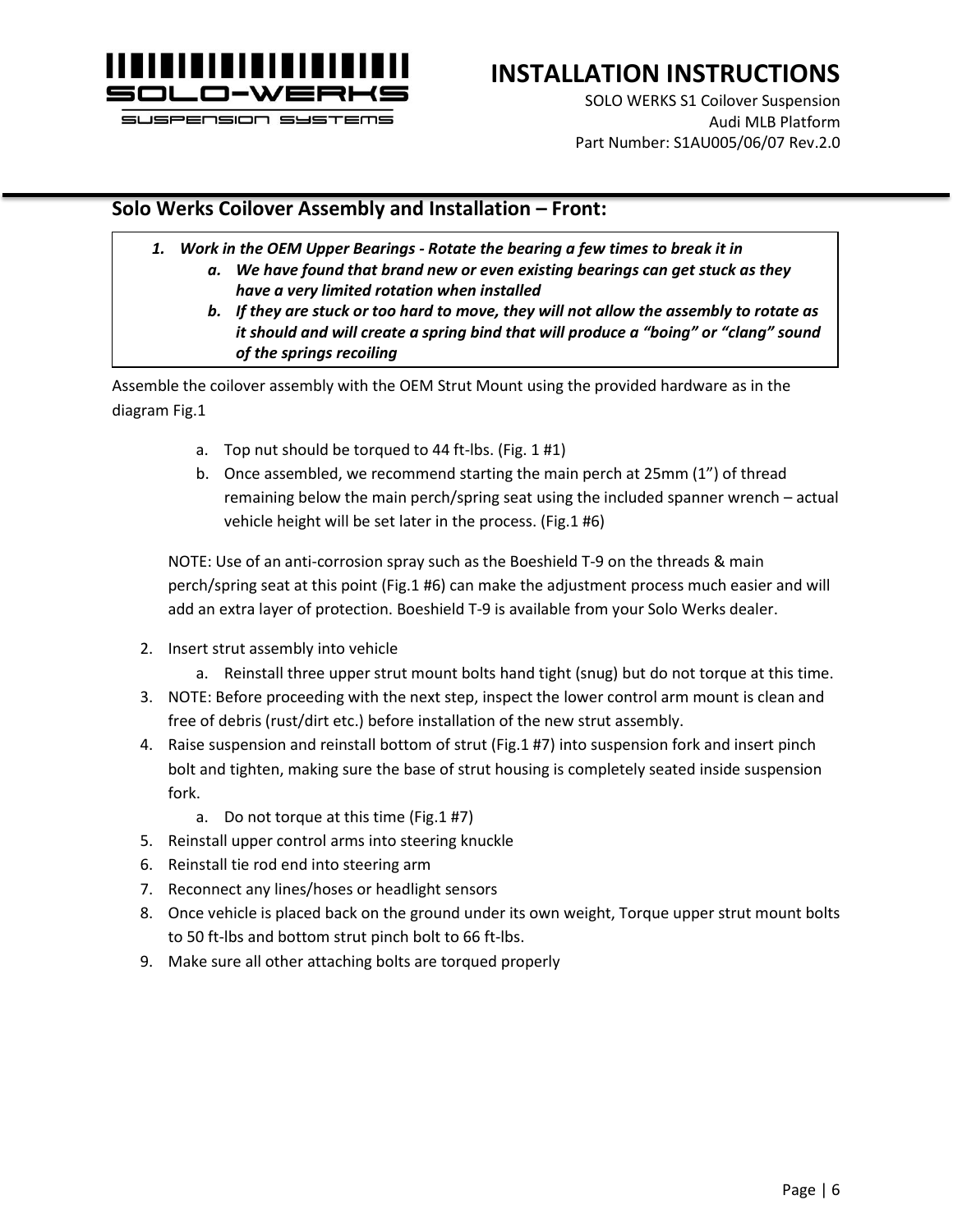## Solo Werks Coilover Assembly and Installation – Front:

1. ***Work in the OEM Upper Bearings - Rotate the bearing a few times to break it in***
   a. ***We have found that brand new or even existing bearings can get stuck as they have a very limited rotation when installed***
   b. ***If they are stuck or too hard to move, they will not allow the assembly to rotate as it should and will create a spring bind that will produce a "boing" or "clang" sound of the springs recoiling***

Assemble the coilover assembly with the OEM Strut Mount using the provided hardware as in the diagram Fig.1

   a. Top nut should be torqued to 44 ft-lbs. (Fig. 1 #1)
   b. Once assembled, we recommend starting the main perch at 25mm (1") of thread remaining below the main perch/spring seat using the included spanner wrench – actual vehicle height will be set later in the process. (Fig.1 #6)

NOTE: Use of an anti-corrosion spray such as the Boeshield T-9 on the threads & main perch/spring seat at this point (Fig.1 #6) can make the adjustment process much easier and will add an extra layer of protection. Boeshield T-9 is available from your Solo Werks dealer.

2. Insert strut assembly into vehicle
   a. Reinstall three upper strut mount bolts hand tight (snug) but do not torque at this time.
3. NOTE: Before proceeding with the next step, inspect the lower control arm mount is clean and free of debris (rust/dirt etc.) before installation of the new strut assembly.
4. Raise suspension and reinstall bottom of strut (Fig.1 #7) into suspension fork and insert pinch bolt and tighten, making sure the base of strut housing is completely seated inside suspension fork.
   a. Do not torque at this time (Fig.1 #7)
5. Reinstall upper control arms into steering knuckle
6. Reinstall tie rod end into steering arm
7. Reconnect any lines/hoses or headlight sensors
8. Once vehicle is placed back on the ground under its own weight, Torque upper strut mount bolts to 50 ft-lbs and bottom strut pinch bolt to 66 ft-lbs.
9. Make sure all other attaching bolts are torqued properly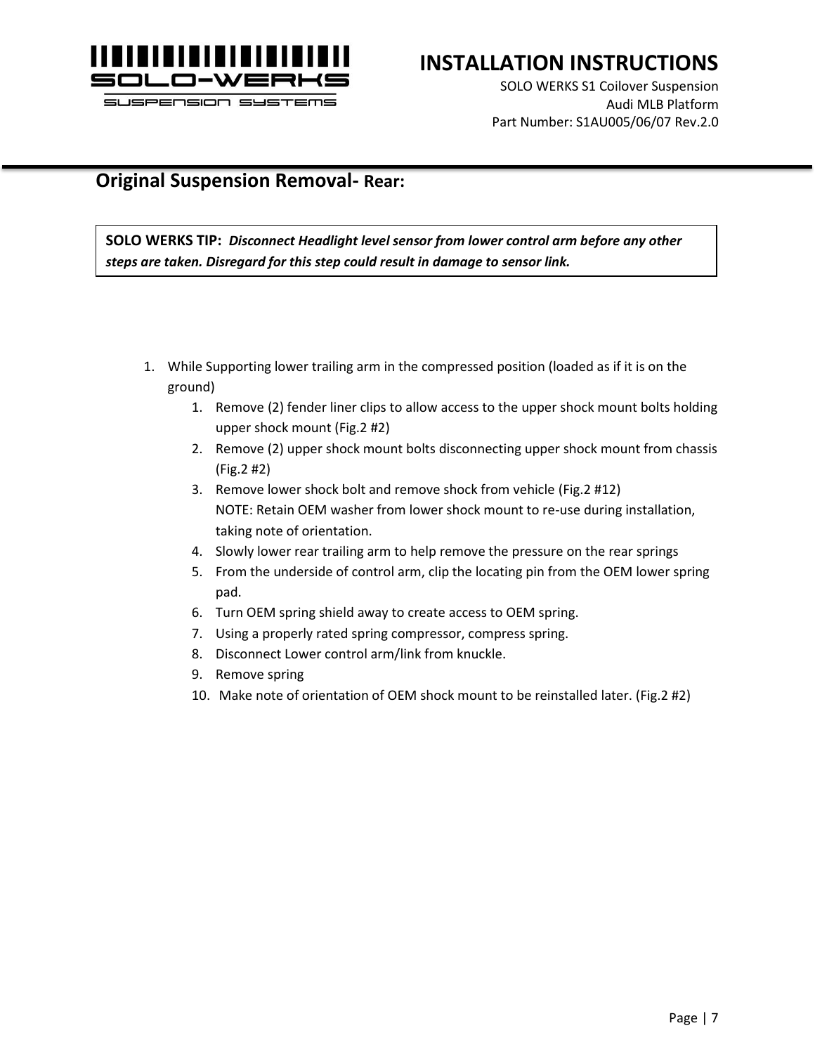## Original Suspension Removal- Rear:

**SOLO WERKS TIP:** ***Disconnect Headlight level sensor from lower control arm before any other steps are taken. Disregard for this step could result in damage to sensor link.***

1. While Supporting lower trailing arm in the compressed position (loaded as if it is on the ground)
    1. Remove (2) fender liner clips to allow access to the upper shock mount bolts holding upper shock mount (Fig.2 #2)
    2. Remove (2) upper shock mount bolts disconnecting upper shock mount from chassis (Fig.2 #2)
    3. Remove lower shock bolt and remove shock from vehicle (Fig.2 #12)
       NOTE: Retain OEM washer from lower shock mount to re-use during installation, taking note of orientation.
    4. Slowly lower rear trailing arm to help remove the pressure on the rear springs
    5. From the underside of control arm, clip the locating pin from the OEM lower spring pad.
    6. Turn OEM spring shield away to create access to OEM spring.
    7. Using a properly rated spring compressor, compress spring.
    8. Disconnect Lower control arm/link from knuckle.
    9. Remove spring
    10. Make note of orientation of OEM shock mount to be reinstalled later. (Fig.2 #2)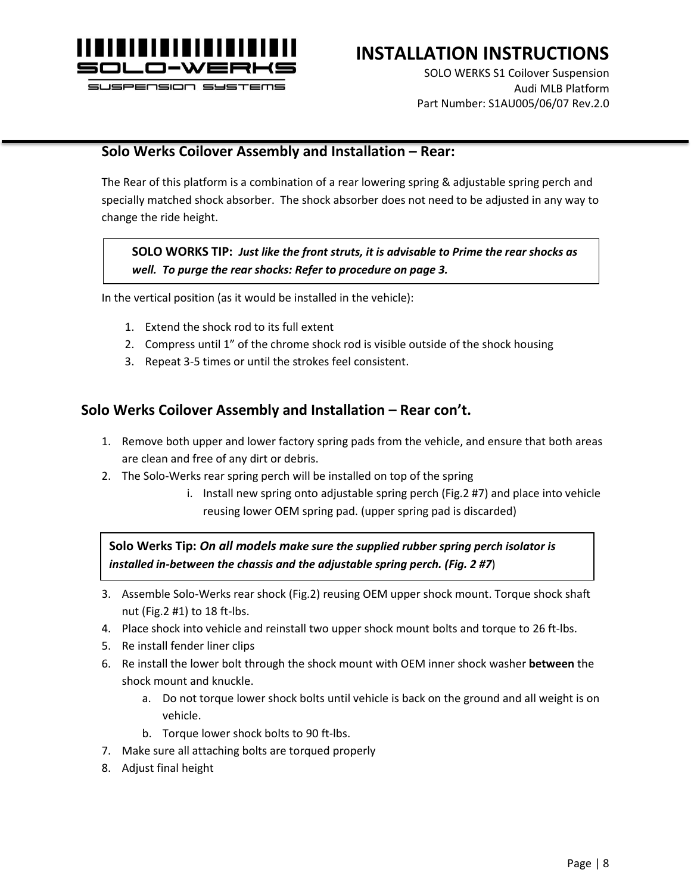## Solo Werks Coilover Assembly and Installation – Rear:

The Rear of this platform is a combination of a rear lowering spring & adjustable spring perch and specially matched shock absorber. The shock absorber does not need to be adjusted in any way to change the ride height.

> **SOLO WORKS TIP:** ***Just like the front struts, it is advisable to Prime the rear shocks as well. To purge the rear shocks: Refer to procedure on page 3.***

In the vertical position (as it would be installed in the vehicle):

1. Extend the shock rod to its full extent
2. Compress until 1” of the chrome shock rod is visible outside of the shock housing
3. Repeat 3-5 times or until the strokes feel consistent.

## Solo Werks Coilover Assembly and Installation – Rear con’t.

1. Remove both upper and lower factory spring pads from the vehicle, and ensure that both areas are clean and free of any dirt or debris.
2. The Solo-Werks rear spring perch will be installed on top of the spring
    i. Install new spring onto adjustable spring perch (Fig.2 #7) and place into vehicle reusing lower OEM spring pad. (upper spring pad is discarded)

> **Solo Werks Tip:** ***On all models make sure the supplied rubber spring perch isolator is installed in-between the chassis and the adjustable spring perch. (Fig. 2 #7***)

3. Assemble Solo-Werks rear shock (Fig.2) reusing OEM upper shock mount. Torque shock shaft nut (Fig.2 #1) to 18 ft-lbs.
4. Place shock into vehicle and reinstall two upper shock mount bolts and torque to 26 ft-lbs.
5. Re install fender liner clips
6. Re install the lower bolt through the shock mount with OEM inner shock washer **between** the shock mount and knuckle.
    a. Do not torque lower shock bolts until vehicle is back on the ground and all weight is on vehicle.
    b. Torque lower shock bolts to 90 ft-lbs.
7. Make sure all attaching bolts are torqued properly
8. Adjust final height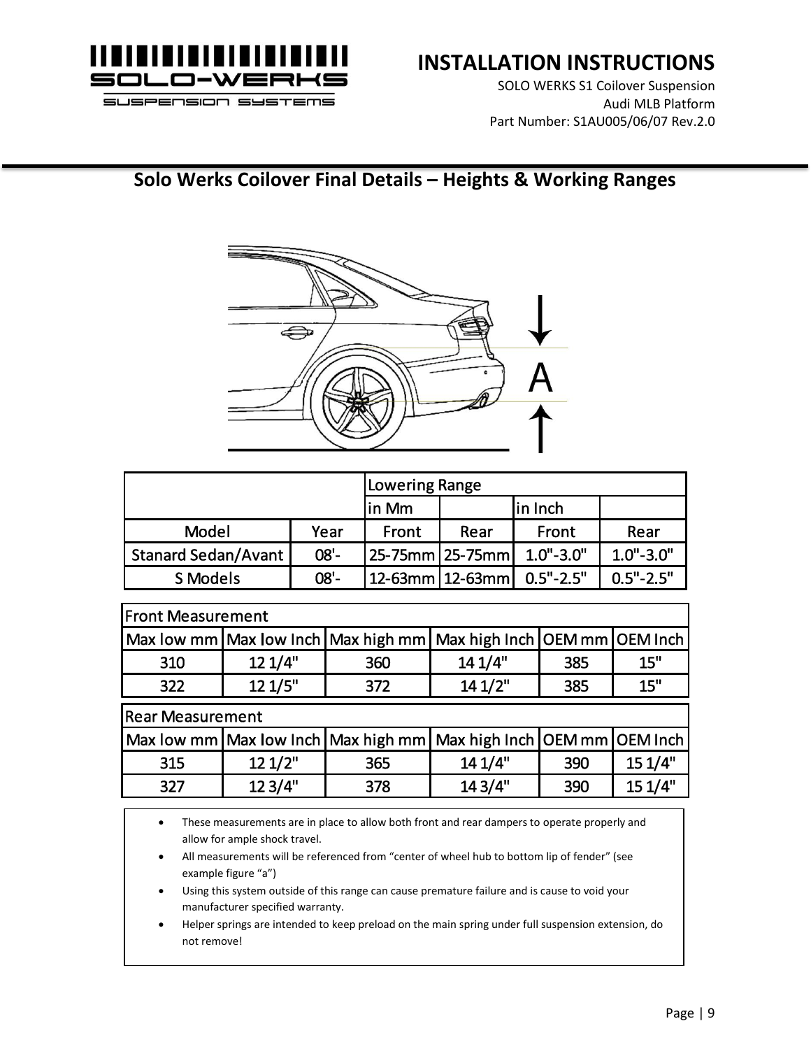## Solo Werks Coilover Final Details – Heights & Working Ranges

| | | Lowering Range | | | |
|---|---|---|---|---|---|
| | | in Mm | | in Inch | |
| Model | Year | Front | Rear | Front | Rear |
| Stanard Sedan/Avant | 08'- | 25-75mm | 25-75mm | 1.0"-3.0" | 1.0"-3.0" |
| S Models | 08'- | 12-63mm | 12-63mm | 0.5"-2.5" | 0.5"-2.5" |

| Front Measurement | | | | | |
|---|---|---|---|---|---|
| Max low mm | Max low Inch | Max high mm | Max high Inch | OEM mm | OEM Inch |
| 310 | 12 1/4" | 360 | 14 1/4" | 385 | 15" |
| 322 | 12 1/5" | 372 | 14 1/2" | 385 | 15" |

| Rear Measurement | | | | | |
|---|---|---|---|---|---|
| Max low mm | Max low Inch | Max high mm | Max high Inch | OEM mm | OEM Inch |
| 315 | 12 1/2" | 365 | 14 1/4" | 390 | 15 1/4" |
| 327 | 12 3/4" | 378 | 14 3/4" | 390 | 15 1/4" |

- These measurements are in place to allow both front and rear dampers to operate properly and allow for ample shock travel.
- All measurements will be referenced from "center of wheel hub to bottom lip of fender" (see example figure "a")
- Using this system outside of this range can cause premature failure and is cause to void your manufacturer specified warranty.
- Helper springs are intended to keep preload on the main spring under full suspension extension, do not remove!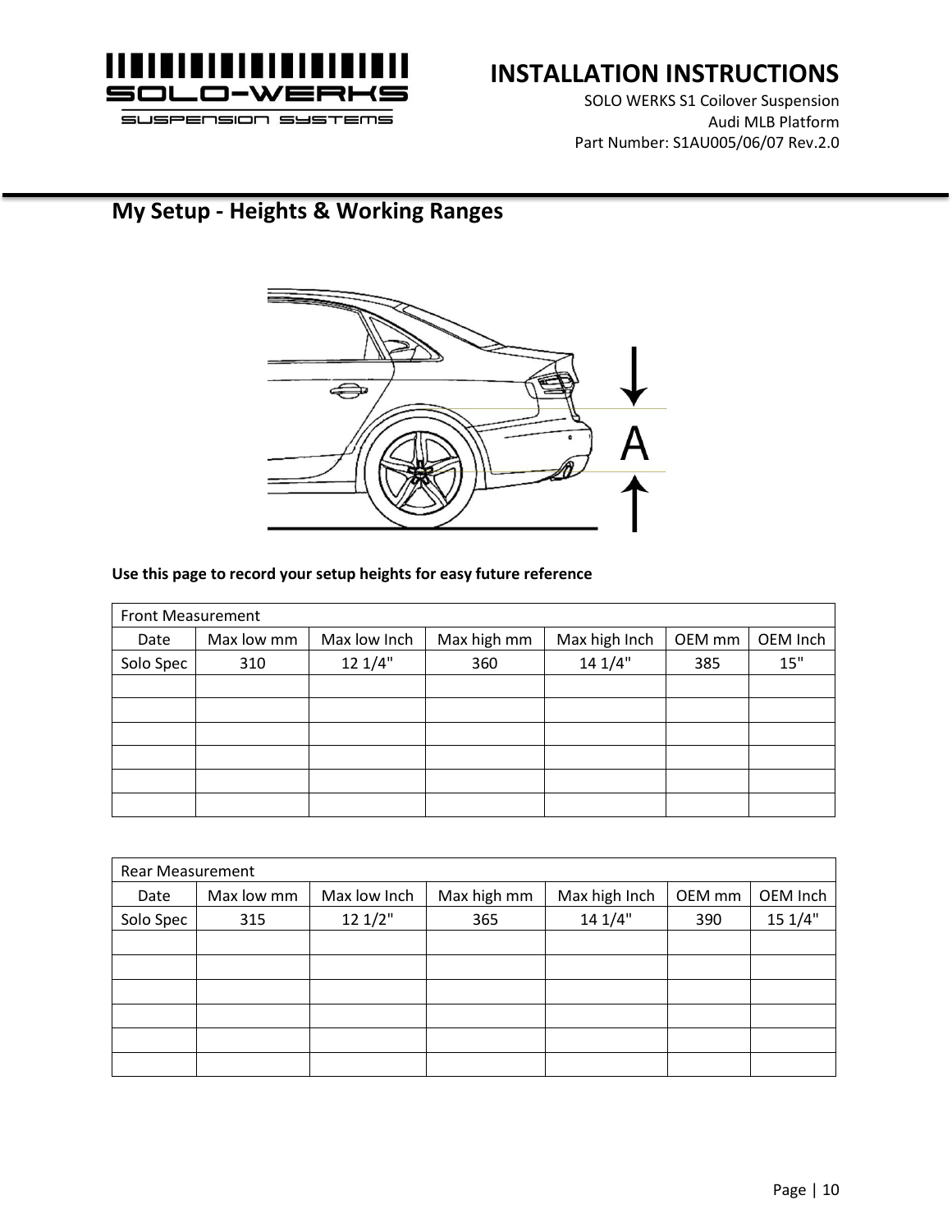# INSTALLATION INSTRUCTIONS

SOLO WERKS S1 Coilover Suspension
Audi MLB Platform
Part Number: S1AU005/06/07 Rev.2.0

## My Setup - Heights & Working Ranges

A

**Use this page to record your setup heights for easy future reference**

| Front Measurement | | | | | | |
|---|---|---|---|---|---|---|
| Date | Max low mm | Max low Inch | Max high mm | Max high Inch | OEM mm | OEM Inch |
| Solo Spec | 310 | 12 1/4" | 360 | 14 1/4" | 385 | 15" |
| | | | | | | |
| | | | | | | |
| | | | | | | |
| | | | | | | |
| | | | | | | |
| | | | | | | |

| Rear Measurement | | | | | | |
|---|---|---|---|---|---|---|
| Date | Max low mm | Max low Inch | Max high mm | Max high Inch | OEM mm | OEM Inch |
| Solo Spec | 315 | 12 1/2" | 365 | 14 1/4" | 390 | 15 1/4" |
| | | | | | | |
| | | | | | | |
| | | | | | | |
| | | | | | | |
| | | | | | | |
| | | | | | | |